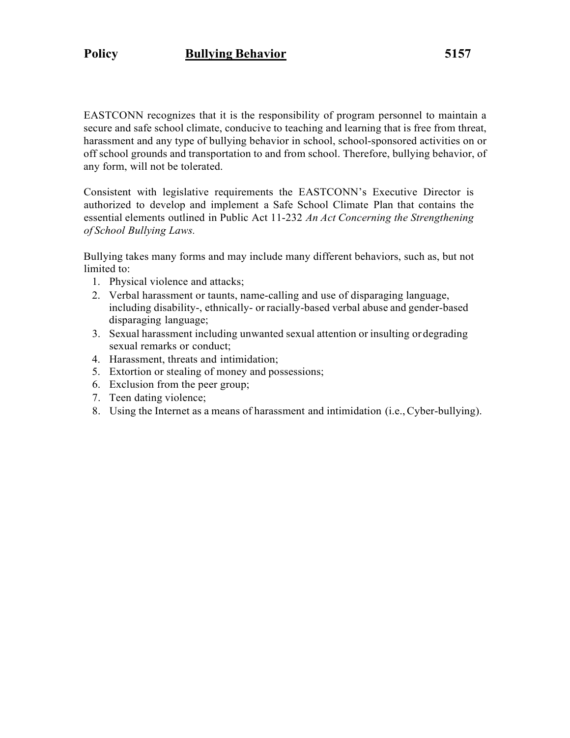**Policy** **Bullying Behavior** **5157**

EASTCONN recognizes that it is the responsibility of program personnel to maintain a secure and safe school climate, conducive to teaching and learning that is free from threat, harassment and any type of bullying behavior in school, school-sponsored activities on or off school grounds and transportation to and from school. Therefore, bullying behavior, of any form, will not be tolerated.

Consistent with legislative requirements the EASTCONN's Executive Director is authorized to develop and implement a Safe School Climate Plan that contains the essential elements outlined in Public Act 11-232 *An Act Concerning the Strengthening of School Bullying Laws.*

Bullying takes many forms and may include many different behaviors, such as, but not limited to:

1. Physical violence and attacks;
2. Verbal harassment or taunts, name-calling and use of disparaging language, including disability-, ethnically- or racially-based verbal abuse and gender-based disparaging language;
3. Sexual harassment including unwanted sexual attention or insulting or degrading sexual remarks or conduct;
4. Harassment, threats and intimidation;
5. Extortion or stealing of money and possessions;
6. Exclusion from the peer group;
7. Teen dating violence;
8. Using the Internet as a means of harassment and intimidation (i.e., Cyber-bullying).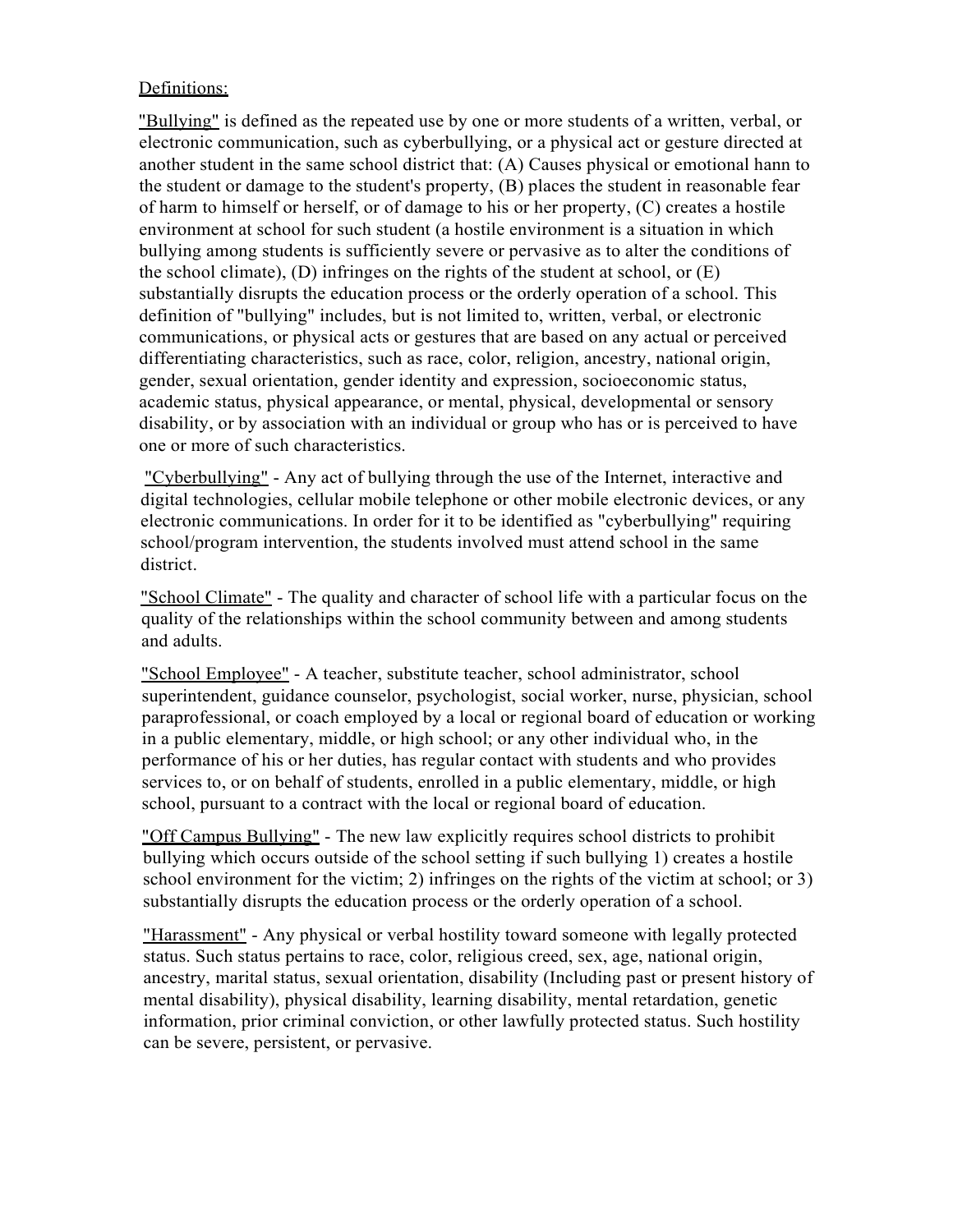Definitions:

"Bullying" is defined as the repeated use by one or more students of a written, verbal, or electronic communication, such as cyberbullying, or a physical act or gesture directed at another student in the same school district that: (A) Causes physical or emotional hann to the student or damage to the student's property, (B) places the student in reasonable fear of harm to himself or herself, or of damage to his or her property, (C) creates a hostile environment at school for such student (a hostile environment is a situation in which bullying among students is sufficiently severe or pervasive as to alter the conditions of the school climate), (D) infringes on the rights of the student at school, or (E) substantially disrupts the education process or the orderly operation of a school. This definition of "bullying" includes, but is not limited to, written, verbal, or electronic communications, or physical acts or gestures that are based on any actual or perceived differentiating characteristics, such as race, color, religion, ancestry, national origin, gender, sexual orientation, gender identity and expression, socioeconomic status, academic status, physical appearance, or mental, physical, developmental or sensory disability, or by association with an individual or group who has or is perceived to have one or more of such characteristics.

"Cyberbullying" - Any act of bullying through the use of the Internet, interactive and digital technologies, cellular mobile telephone or other mobile electronic devices, or any electronic communications. In order for it to be identified as "cyberbullying" requiring school/program intervention, the students involved must attend school in the same district.

"School Climate" - The quality and character of school life with a particular focus on the quality of the relationships within the school community between and among students and adults.

"School Employee" - A teacher, substitute teacher, school administrator, school superintendent, guidance counselor, psychologist, social worker, nurse, physician, school paraprofessional, or coach employed by a local or regional board of education or working in a public elementary, middle, or high school; or any other individual who, in the performance of his or her duties, has regular contact with students and who provides services to, or on behalf of students, enrolled in a public elementary, middle, or high school, pursuant to a contract with the local or regional board of education.

"Off Campus Bullying" - The new law explicitly requires school districts to prohibit bullying which occurs outside of the school setting if such bullying 1) creates a hostile school environment for the victim; 2) infringes on the rights of the victim at school; or 3) substantially disrupts the education process or the orderly operation of a school.

"Harassment" - Any physical or verbal hostility toward someone with legally protected status. Such status pertains to race, color, religious creed, sex, age, national origin, ancestry, marital status, sexual orientation, disability (Including past or present history of mental disability), physical disability, learning disability, mental retardation, genetic information, prior criminal conviction, or other lawfully protected status. Such hostility can be severe, persistent, or pervasive.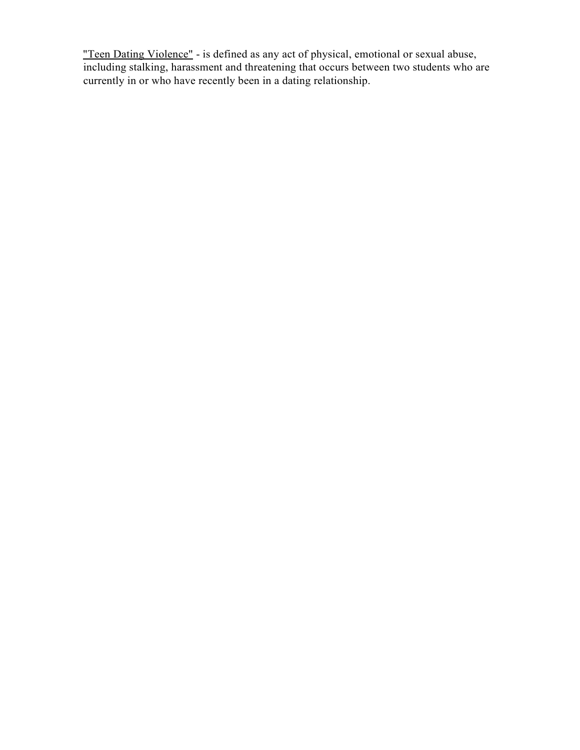<u>"Teen Dating Violence"</u> - is defined as any act of physical, emotional or sexual abuse, including stalking, harassment and threatening that occurs between two students who are currently in or who have recently been in a dating relationship.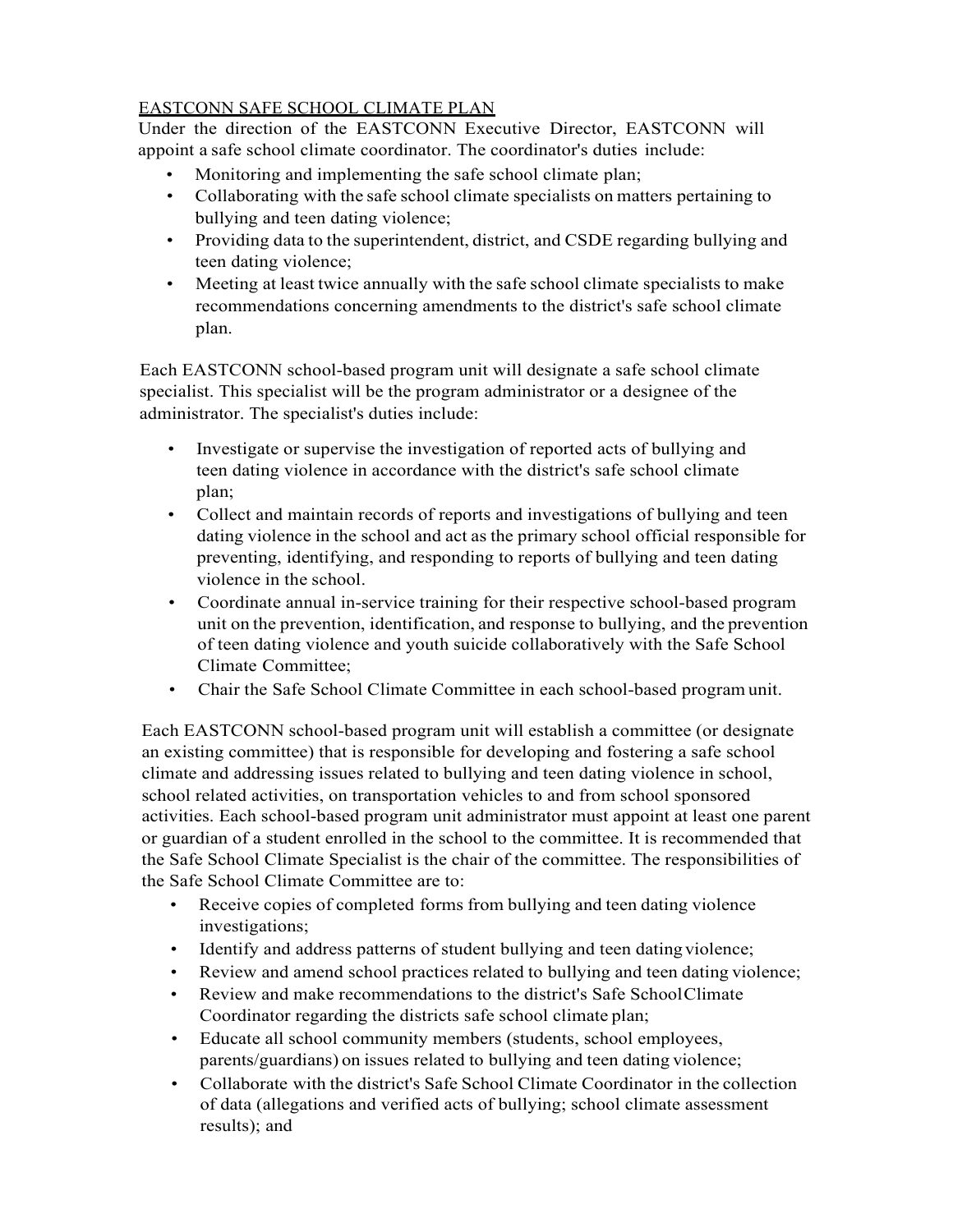<u>EASTCONN SAFE SCHOOL CLIMATE PLAN</u>

Under the direction of the EASTCONN Executive Director, EASTCONN will appoint a safe school climate coordinator. The coordinator's duties include:

- Monitoring and implementing the safe school climate plan;
- Collaborating with the safe school climate specialists on matters pertaining to bullying and teen dating violence;
- Providing data to the superintendent, district, and CSDE regarding bullying and teen dating violence;
- Meeting at least twice annually with the safe school climate specialists to make recommendations concerning amendments to the district's safe school climate plan.

Each EASTCONN school-based program unit will designate a safe school climate specialist. This specialist will be the program administrator or a designee of the administrator. The specialist's duties include:

- Investigate or supervise the investigation of reported acts of bullying and teen dating violence in accordance with the district's safe school climate plan;
- Collect and maintain records of reports and investigations of bullying and teen dating violence in the school and act as the primary school official responsible for preventing, identifying, and responding to reports of bullying and teen dating violence in the school.
- Coordinate annual in-service training for their respective school-based program unit on the prevention, identification, and response to bullying, and the prevention of teen dating violence and youth suicide collaboratively with the Safe School Climate Committee;
- Chair the Safe School Climate Committee in each school-based program unit.

Each EASTCONN school-based program unit will establish a committee (or designate an existing committee) that is responsible for developing and fostering a safe school climate and addressing issues related to bullying and teen dating violence in school, school related activities, on transportation vehicles to and from school sponsored activities. Each school-based program unit administrator must appoint at least one parent or guardian of a student enrolled in the school to the committee. It is recommended that the Safe School Climate Specialist is the chair of the committee. The responsibilities of the Safe School Climate Committee are to:

- Receive copies of completed forms from bullying and teen dating violence investigations;
- Identify and address patterns of student bullying and teen dating violence;
- Review and amend school practices related to bullying and teen dating violence;
- Review and make recommendations to the district's Safe School Climate Coordinator regarding the districts safe school climate plan;
- Educate all school community members (students, school employees, parents/guardians) on issues related to bullying and teen dating violence;
- Collaborate with the district's Safe School Climate Coordinator in the collection of data (allegations and verified acts of bullying; school climate assessment results); and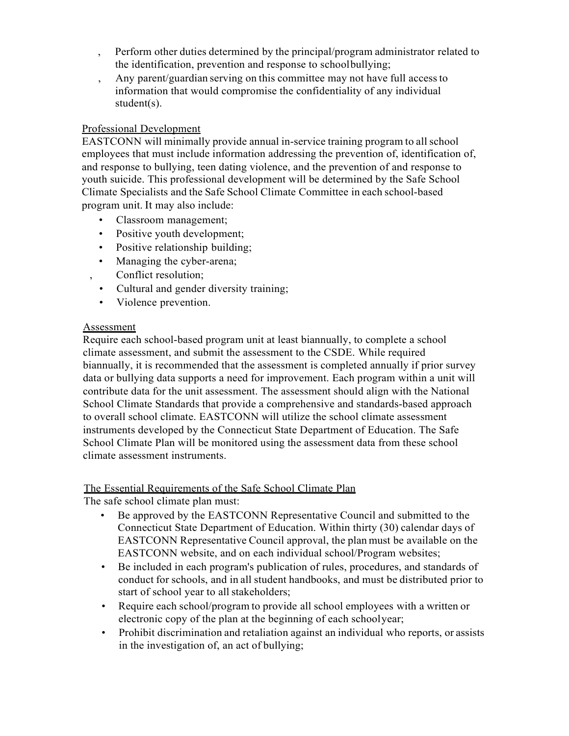- Perform other duties determined by the principal/program administrator related to the identification, prevention and response to school bullying;
- Any parent/guardian serving on this committee may not have full access to information that would compromise the confidentiality of any individual student(s).

Professional Development

EASTCONN will minimally provide annual in-service training program to all school employees that must include information addressing the prevention of, identification of, and response to bullying, teen dating violence, and the prevention of and response to youth suicide. This professional development will be determined by the Safe School Climate Specialists and the Safe School Climate Committee in each school-based program unit. It may also include:

- Classroom management;
- Positive youth development;
- Positive relationship building;
- Managing the cyber-arena;
- Conflict resolution;
- Cultural and gender diversity training;
- Violence prevention.

Assessment

Require each school-based program unit at least biannually, to complete a school climate assessment, and submit the assessment to the CSDE. While required biannually, it is recommended that the assessment is completed annually if prior survey data or bullying data supports a need for improvement. Each program within a unit will contribute data for the unit assessment. The assessment should align with the National School Climate Standards that provide a comprehensive and standards-based approach to overall school climate. EASTCONN will utilize the school climate assessment instruments developed by the Connecticut State Department of Education. The Safe School Climate Plan will be monitored using the assessment data from these school climate assessment instruments.

The Essential Requirements of the Safe School Climate Plan

The safe school climate plan must:

- Be approved by the EASTCONN Representative Council and submitted to the Connecticut State Department of Education. Within thirty (30) calendar days of EASTCONN Representative Council approval, the plan must be available on the EASTCONN website, and on each individual school/Program websites;
- Be included in each program's publication of rules, procedures, and standards of conduct for schools, and in all student handbooks, and must be distributed prior to start of school year to all stakeholders;
- Require each school/program to provide all school employees with a written or electronic copy of the plan at the beginning of each school year;
- Prohibit discrimination and retaliation against an individual who reports, or assists in the investigation of, an act of bullying;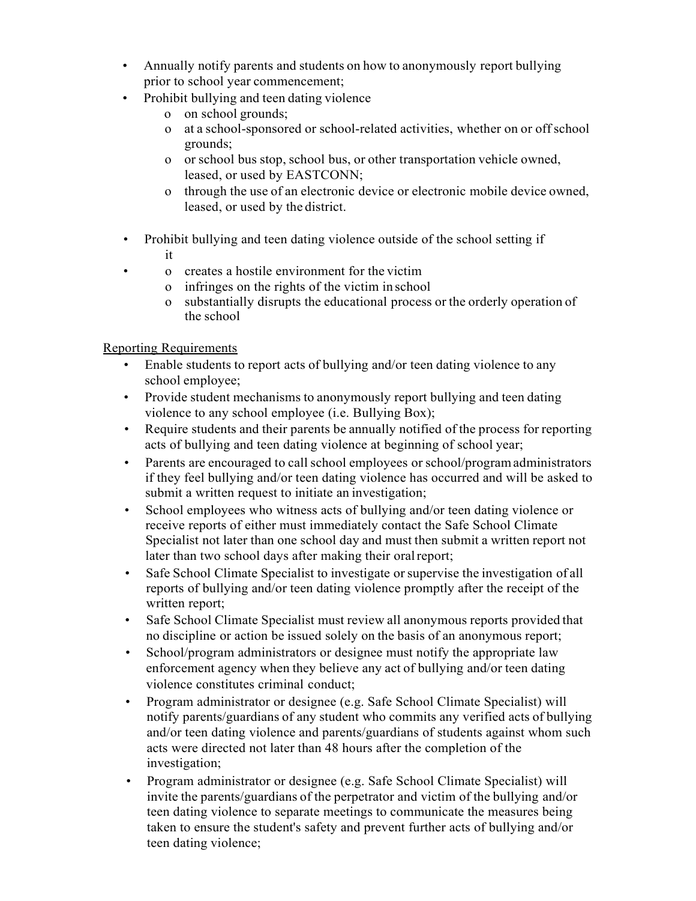- Annually notify parents and students on how to anonymously report bullying prior to school year commencement;
- Prohibit bullying and teen dating violence
  - on school grounds;
  - at a school-sponsored or school-related activities, whether on or off school grounds;
  - or school bus stop, school bus, or other transportation vehicle owned, leased, or used by EASTCONN;
  - through the use of an electronic device or electronic mobile device owned, leased, or used by the district.
- Prohibit bullying and teen dating violence outside of the school setting if it
  - creates a hostile environment for the victim
  - infringes on the rights of the victim in school
  - substantially disrupts the educational process or the orderly operation of the school

Reporting Requirements

- Enable students to report acts of bullying and/or teen dating violence to any school employee;
- Provide student mechanisms to anonymously report bullying and teen dating violence to any school employee (i.e. Bullying Box);
- Require students and their parents be annually notified of the process for reporting acts of bullying and teen dating violence at beginning of school year;
- Parents are encouraged to call school employees or school/program administrators if they feel bullying and/or teen dating violence has occurred and will be asked to submit a written request to initiate an investigation;
- School employees who witness acts of bullying and/or teen dating violence or receive reports of either must immediately contact the Safe School Climate Specialist not later than one school day and must then submit a written report not later than two school days after making their oral report;
- Safe School Climate Specialist to investigate or supervise the investigation of all reports of bullying and/or teen dating violence promptly after the receipt of the written report;
- Safe School Climate Specialist must review all anonymous reports provided that no discipline or action be issued solely on the basis of an anonymous report;
- School/program administrators or designee must notify the appropriate law enforcement agency when they believe any act of bullying and/or teen dating violence constitutes criminal conduct;
- Program administrator or designee (e.g. Safe School Climate Specialist) will notify parents/guardians of any student who commits any verified acts of bullying and/or teen dating violence and parents/guardians of students against whom such acts were directed not later than 48 hours after the completion of the investigation;
- Program administrator or designee (e.g. Safe School Climate Specialist) will invite the parents/guardians of the perpetrator and victim of the bullying and/or teen dating violence to separate meetings to communicate the measures being taken to ensure the student's safety and prevent further acts of bullying and/or teen dating violence;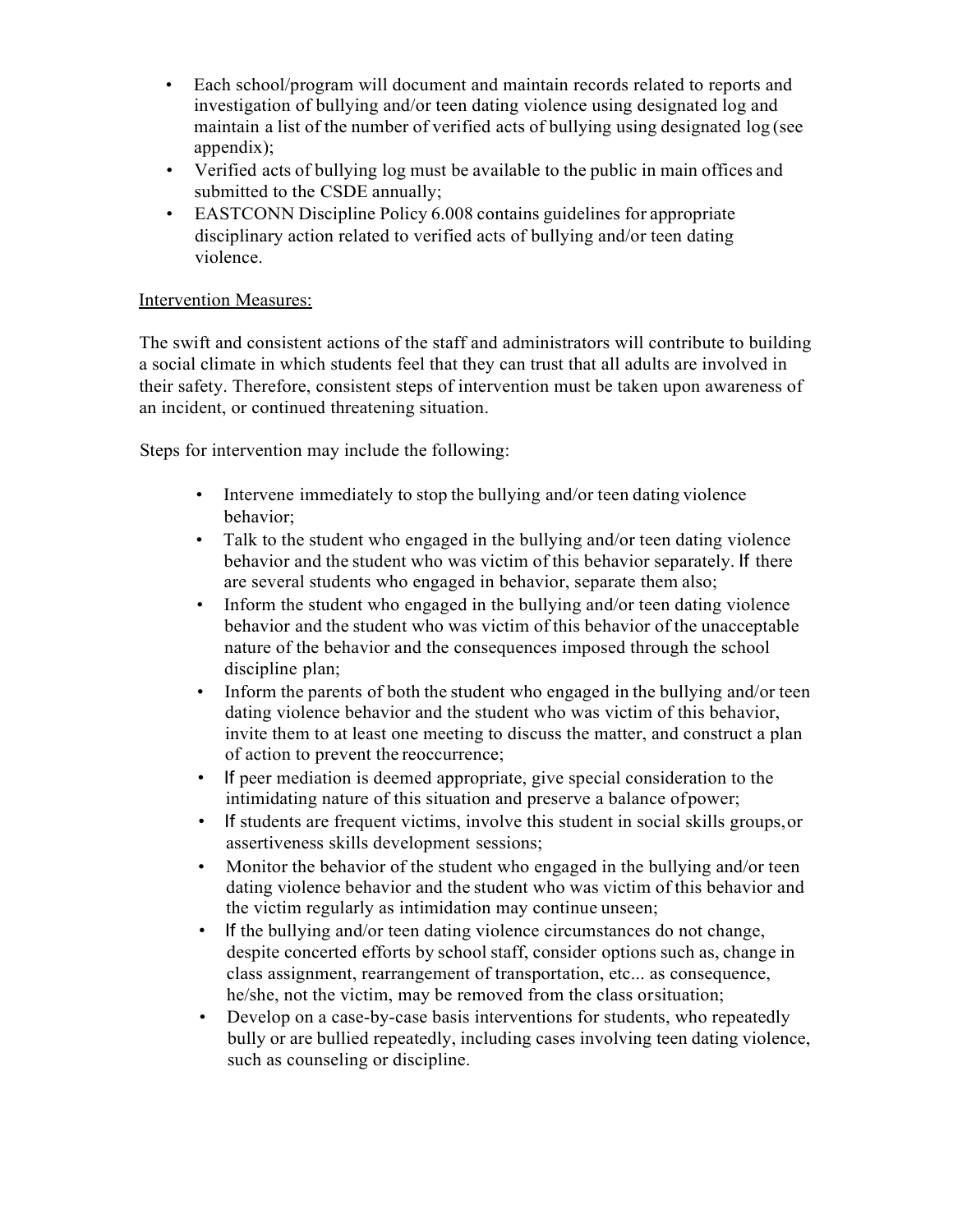- Each school/program will document and maintain records related to reports and investigation of bullying and/or teen dating violence using designated log and maintain a list of the number of verified acts of bullying using designated log (see appendix);
- Verified acts of bullying log must be available to the public in main offices and submitted to the CSDE annually;
- EASTCONN Discipline Policy 6.008 contains guidelines for appropriate disciplinary action related to verified acts of bullying and/or teen dating violence.

Intervention Measures:

The swift and consistent actions of the staff and administrators will contribute to building a social climate in which students feel that they can trust that all adults are involved in their safety. Therefore, consistent steps of intervention must be taken upon awareness of an incident, or continued threatening situation.

Steps for intervention may include the following:

- Intervene immediately to stop the bullying and/or teen dating violence behavior;
- Talk to the student who engaged in the bullying and/or teen dating violence behavior and the student who was victim of this behavior separately. If there are several students who engaged in behavior, separate them also;
- Inform the student who engaged in the bullying and/or teen dating violence behavior and the student who was victim of this behavior of the unacceptable nature of the behavior and the consequences imposed through the school discipline plan;
- Inform the parents of both the student who engaged in the bullying and/or teen dating violence behavior and the student who was victim of this behavior, invite them to at least one meeting to discuss the matter, and construct a plan of action to prevent the reoccurrence;
- If peer mediation is deemed appropriate, give special consideration to the intimidating nature of this situation and preserve a balance of power;
- If students are frequent victims, involve this student in social skills groups, or assertiveness skills development sessions;
- Monitor the behavior of the student who engaged in the bullying and/or teen dating violence behavior and the student who was victim of this behavior and the victim regularly as intimidation may continue unseen;
- If the bullying and/or teen dating violence circumstances do not change, despite concerted efforts by school staff, consider options such as, change in class assignment, rearrangement of transportation, etc... as consequence, he/she, not the victim, may be removed from the class or situation;
- Develop on a case-by-case basis interventions for students, who repeatedly bully or are bullied repeatedly, including cases involving teen dating violence, such as counseling or discipline.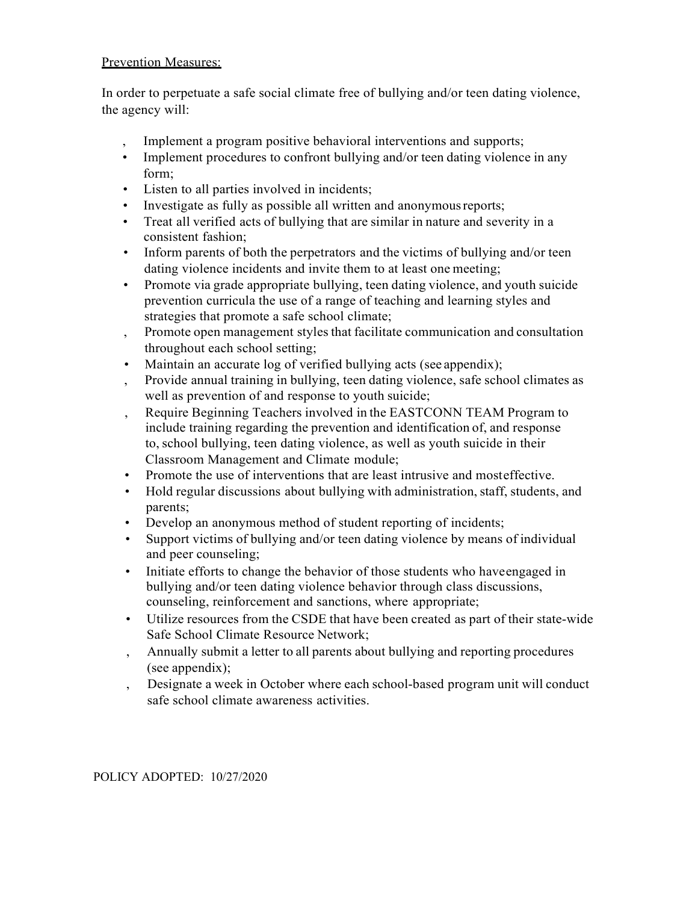Prevention Measures:

In order to perpetuate a safe social climate free of bullying and/or teen dating violence, the agency will:

- Implement a program positive behavioral interventions and supports;
- Implement procedures to confront bullying and/or teen dating violence in any form;
- Listen to all parties involved in incidents;
- Investigate as fully as possible all written and anonymous reports;
- Treat all verified acts of bullying that are similar in nature and severity in a consistent fashion;
- Inform parents of both the perpetrators and the victims of bullying and/or teen dating violence incidents and invite them to at least one meeting;
- Promote via grade appropriate bullying, teen dating violence, and youth suicide prevention curricula the use of a range of teaching and learning styles and strategies that promote a safe school climate;
- Promote open management styles that facilitate communication and consultation throughout each school setting;
- Maintain an accurate log of verified bullying acts (see appendix);
- Provide annual training in bullying, teen dating violence, safe school climates as well as prevention of and response to youth suicide;
- Require Beginning Teachers involved in the EASTCONN TEAM Program to include training regarding the prevention and identification of, and response to, school bullying, teen dating violence, as well as youth suicide in their Classroom Management and Climate module;
- Promote the use of interventions that are least intrusive and most effective.
- Hold regular discussions about bullying with administration, staff, students, and parents;
- Develop an anonymous method of student reporting of incidents;
- Support victims of bullying and/or teen dating violence by means of individual and peer counseling;
- Initiate efforts to change the behavior of those students who have engaged in bullying and/or teen dating violence behavior through class discussions, counseling, reinforcement and sanctions, where appropriate;
- Utilize resources from the CSDE that have been created as part of their state-wide Safe School Climate Resource Network;
- Annually submit a letter to all parents about bullying and reporting procedures (see appendix);
- Designate a week in October where each school-based program unit will conduct safe school climate awareness activities.

POLICY ADOPTED: 10/27/2020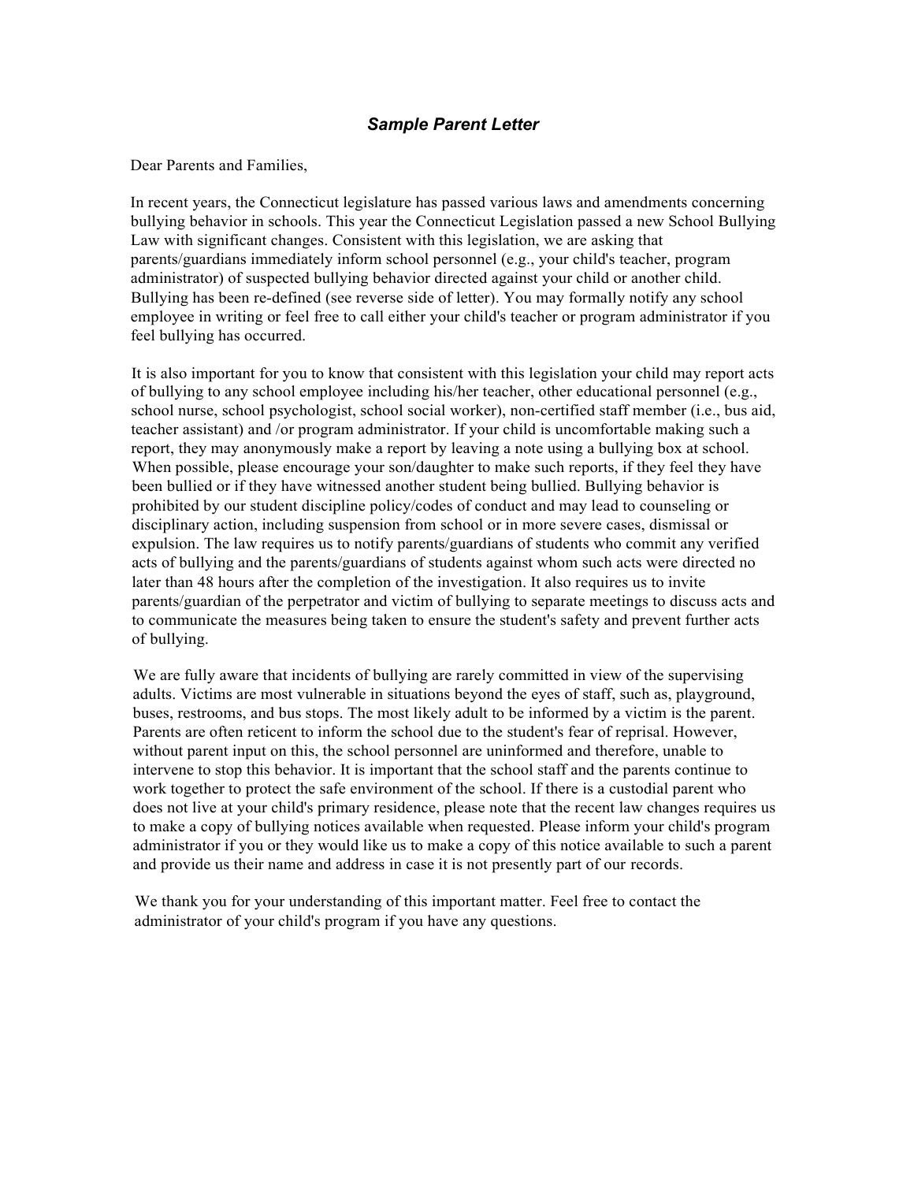## *Sample Parent Letter*

Dear Parents and Families,

In recent years, the Connecticut legislature has passed various laws and amendments concerning bullying behavior in schools. This year the Connecticut Legislation passed a new School Bullying Law with significant changes. Consistent with this legislation, we are asking that parents/guardians immediately inform school personnel (e.g., your child's teacher, program administrator) of suspected bullying behavior directed against your child or another child. Bullying has been re-defined (see reverse side of letter). You may formally notify any school employee in writing or feel free to call either your child's teacher or program administrator if you feel bullying has occurred.

It is also important for you to know that consistent with this legislation your child may report acts of bullying to any school employee including his/her teacher, other educational personnel (e.g., school nurse, school psychologist, school social worker), non-certified staff member (i.e., bus aid, teacher assistant) and /or program administrator. If your child is uncomfortable making such a report, they may anonymously make a report by leaving a note using a bullying box at school. When possible, please encourage your son/daughter to make such reports, if they feel they have been bullied or if they have witnessed another student being bullied. Bullying behavior is prohibited by our student discipline policy/codes of conduct and may lead to counseling or disciplinary action, including suspension from school or in more severe cases, dismissal or expulsion. The law requires us to notify parents/guardians of students who commit any verified acts of bullying and the parents/guardians of students against whom such acts were directed no later than 48 hours after the completion of the investigation. It also requires us to invite parents/guardian of the perpetrator and victim of bullying to separate meetings to discuss acts and to communicate the measures being taken to ensure the student's safety and prevent further acts of bullying.

We are fully aware that incidents of bullying are rarely committed in view of the supervising adults. Victims are most vulnerable in situations beyond the eyes of staff, such as, playground, buses, restrooms, and bus stops. The most likely adult to be informed by a victim is the parent. Parents are often reticent to inform the school due to the student's fear of reprisal. However, without parent input on this, the school personnel are uninformed and therefore, unable to intervene to stop this behavior. It is important that the school staff and the parents continue to work together to protect the safe environment of the school. If there is a custodial parent who does not live at your child's primary residence, please note that the recent law changes requires us to make a copy of bullying notices available when requested. Please inform your child's program administrator if you or they would like us to make a copy of this notice available to such a parent and provide us their name and address in case it is not presently part of our records.

We thank you for your understanding of this important matter. Feel free to contact the administrator of your child's program if you have any questions.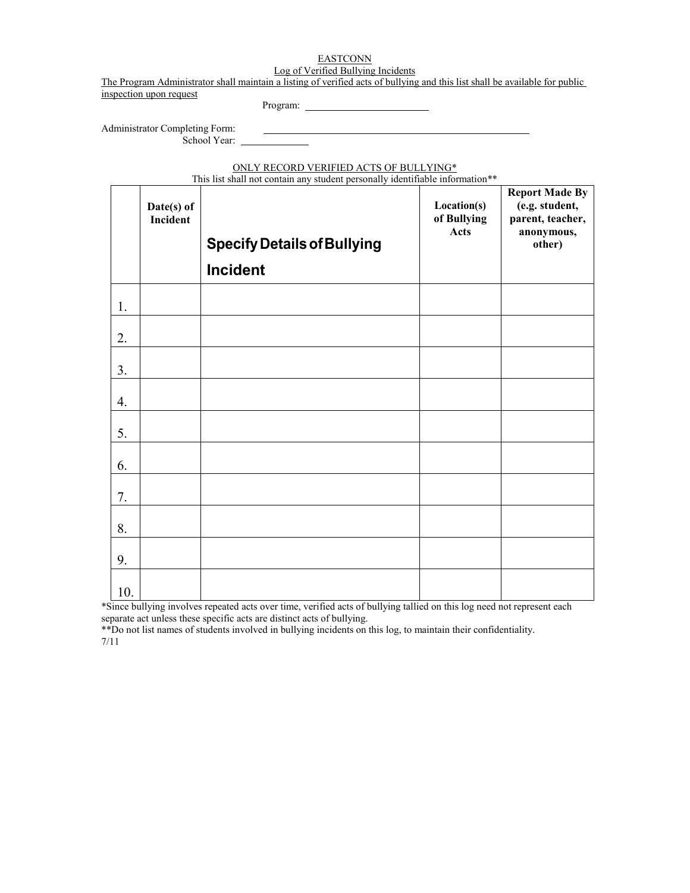EASTCONN

Log of Verified Bullying Incidents

The Program Administrator shall maintain a listing of verified acts of bullying and this list shall be available for public inspection upon request

Program: ________________________

Administrator Completing Form: ______________________________________________________

School Year: ____________

ONLY RECORD VERIFIED ACTS OF BULLYING*

This list shall not contain any student personally identifiable information**

| | Date(s) of Incident | Specify Details of Bullying Incident | Location(s) of Bullying Acts | Report Made By (e.g. student, parent, teacher, anonymous, other) |
|---|---|---|---|---|
| 1. | | | | |
| 2. | | | | |
| 3. | | | | |
| 4. | | | | |
| 5. | | | | |
| 6. | | | | |
| 7. | | | | |
| 8. | | | | |
| 9. | | | | |
| 10. | | | | |

*Since bullying involves repeated acts over time, verified acts of bullying tallied on this log need not represent each separate act unless these specific acts are distinct acts of bullying.

**Do not list names of students involved in bullying incidents on this log, to maintain their confidentiality.

7/11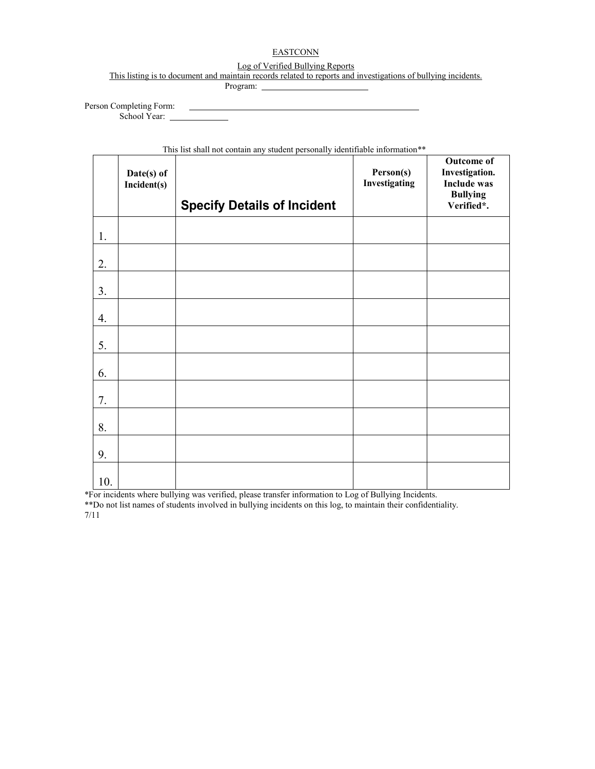EASTCONN

Log of Verified Bullying Reports

This listing is to document and maintain records related to reports and investigations of bullying incidents.

Program: ______________________

Person Completing Form: ______________________________________________

School Year: ____________

This list shall not contain any student personally identifiable information**

| | Date(s) of Incident(s) | Specify Details of Incident | Person(s) Investigating | Outcome of Investigation. Include was Bullying Verified*. |
|---|---|---|---|---|
| 1. | | | | |
| 2. | | | | |
| 3. | | | | |
| 4. | | | | |
| 5. | | | | |
| 6. | | | | |
| 7. | | | | |
| 8. | | | | |
| 9. | | | | |
| 10. | | | | |

*For incidents where bullying was verified, please transfer information to Log of Bullying Incidents.

**Do not list names of students involved in bullying incidents on this log, to maintain their confidentiality.

7/11